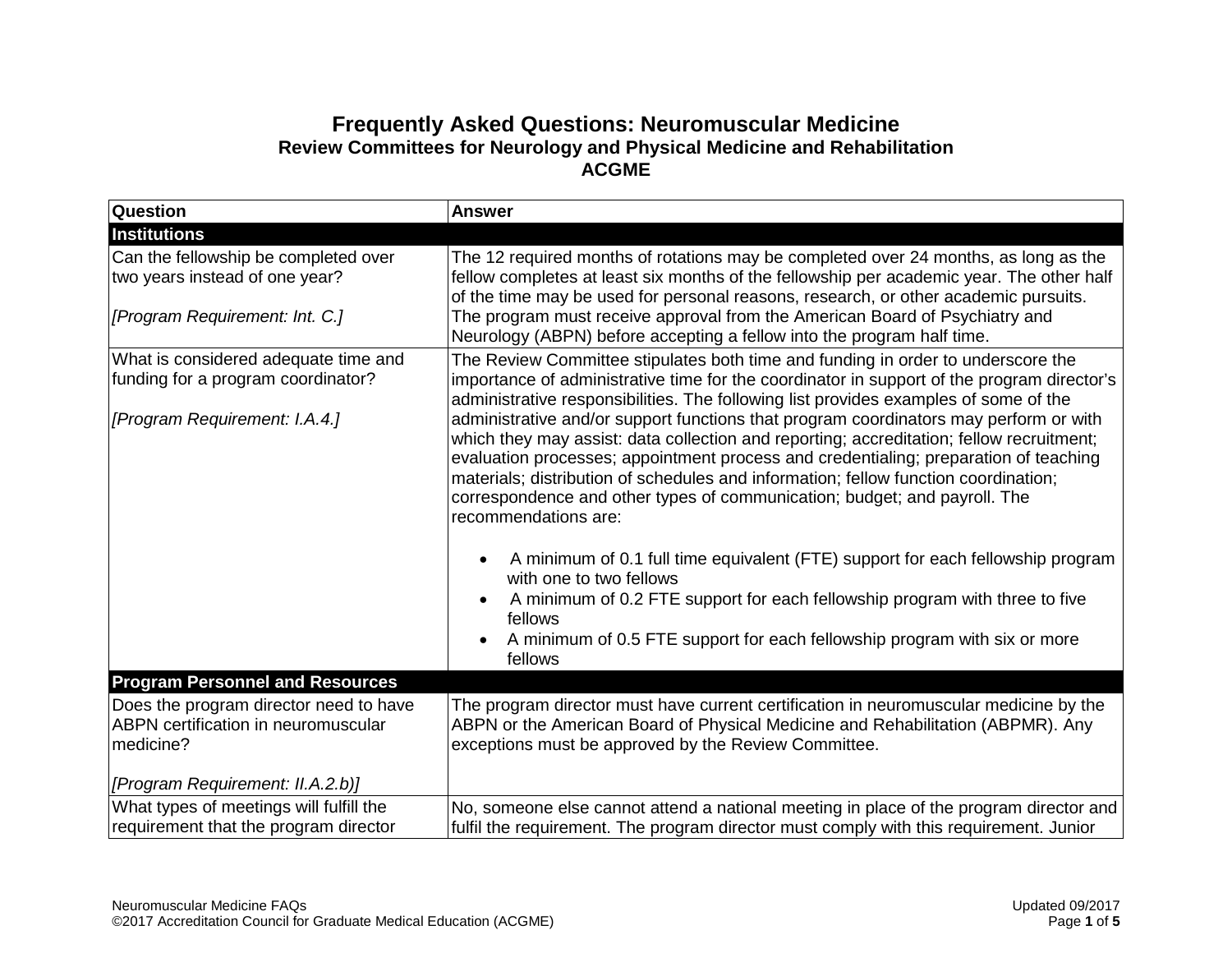# Frequently Asked Questions: Neuromuscular Medicine
## Review Committees for Neurology and Physical Medicine and Rehabilitation
## ACGME

| Question | Answer |
|---|---|
| **Institutions** | |
| Can the fellowship be completed over two years instead of one year?<br><br>*[Program Requirement: Int. C.]* | The 12 required months of rotations may be completed over 24 months, as long as the fellow completes at least six months of the fellowship per academic year. The other half of the time may be used for personal reasons, research, or other academic pursuits. The program must receive approval from the American Board of Psychiatry and Neurology (ABPN) before accepting a fellow into the program half time. |
| What is considered adequate time and funding for a program coordinator?<br><br>*[Program Requirement: I.A.4.]* | The Review Committee stipulates both time and funding in order to underscore the importance of administrative time for the coordinator in support of the program director's administrative responsibilities. The following list provides examples of some of the administrative and/or support functions that program coordinators may perform or with which they may assist: data collection and reporting; accreditation; fellow recruitment; evaluation processes; appointment process and credentialing; preparation of teaching materials; distribution of schedules and information; fellow function coordination; correspondence and other types of communication; budget; and payroll. The recommendations are:<br><br>• A minimum of 0.1 full time equivalent (FTE) support for each fellowship program with one to two fellows<br>• A minimum of 0.2 FTE support for each fellowship program with three to five fellows<br>• A minimum of 0.5 FTE support for each fellowship program with six or more fellows |
| **Program Personnel and Resources** | |
| Does the program director need to have ABPN certification in neuromuscular medicine?<br><br>*[Program Requirement: II.A.2.b)]* | The program director must have current certification in neuromuscular medicine by the ABPN or the American Board of Physical Medicine and Rehabilitation (ABPMR). Any exceptions must be approved by the Review Committee. |
| What types of meetings will fulfill the requirement that the program director | No, someone else cannot attend a national meeting in place of the program director and fulfil the requirement. The program director must comply with this requirement. Junior |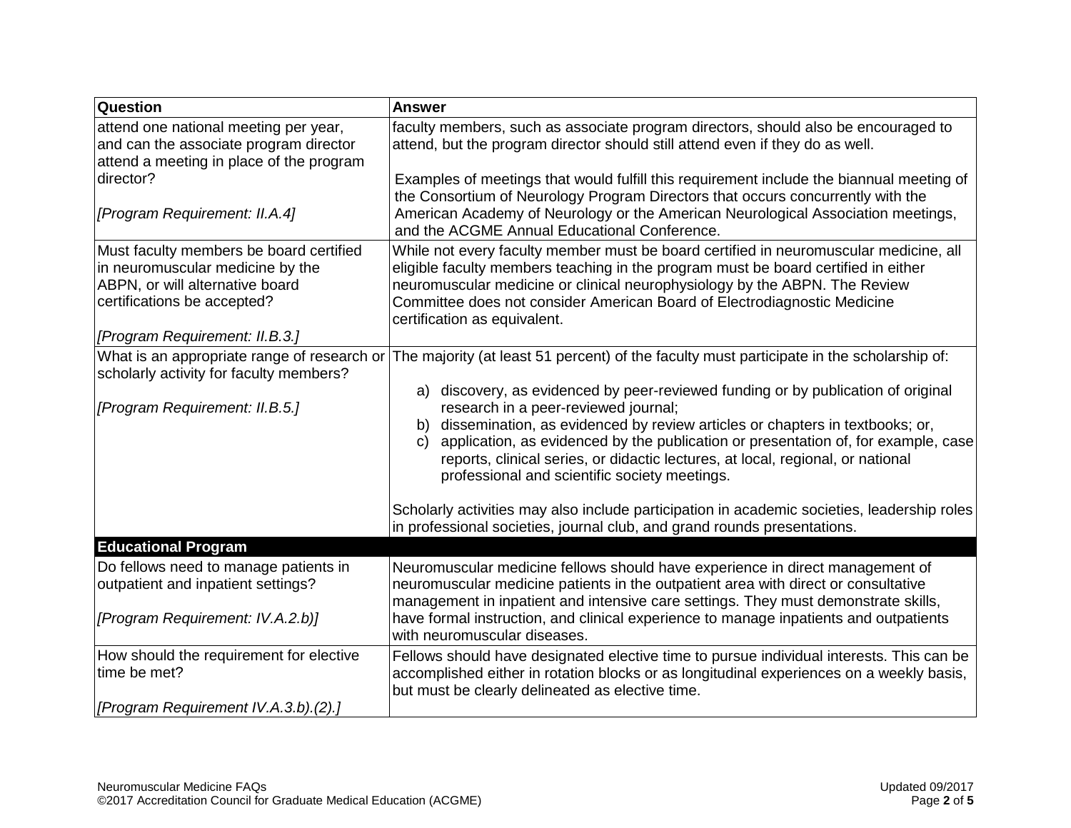| Question | Answer |
|---|---|
| attend one national meeting per year, and can the associate program director attend a meeting in place of the program director?<br><br>*[Program Requirement: II.A.4]* | faculty members, such as associate program directors, should also be encouraged to attend, but the program director should still attend even if they do as well.<br><br>Examples of meetings that would fulfill this requirement include the biannual meeting of the Consortium of Neurology Program Directors that occurs concurrently with the American Academy of Neurology or the American Neurological Association meetings, and the ACGME Annual Educational Conference. |
| Must faculty members be board certified in neuromuscular medicine by the ABPN, or will alternative board certifications be accepted?<br><br>*[Program Requirement: II.B.3.]* | While not every faculty member must be board certified in neuromuscular medicine, all eligible faculty members teaching in the program must be board certified in either neuromuscular medicine or clinical neurophysiology by the ABPN. The Review Committee does not consider American Board of Electrodiagnostic Medicine certification as equivalent. |
| What is an appropriate range of research or scholarly activity for faculty members?<br><br>*[Program Requirement: II.B.5.]* | The majority (at least 51 percent) of the faculty must participate in the scholarship of:<br><br>a) discovery, as evidenced by peer-reviewed funding or by publication of original research in a peer-reviewed journal;<br>b) dissemination, as evidenced by review articles or chapters in textbooks; or,<br>c) application, as evidenced by the publication or presentation of, for example, case reports, clinical series, or didactic lectures, at local, regional, or national professional and scientific society meetings.<br><br>Scholarly activities may also include participation in academic societies, leadership roles in professional societies, journal club, and grand rounds presentations. |
| **Educational Program** | |
| Do fellows need to manage patients in outpatient and inpatient settings?<br><br>*[Program Requirement: IV.A.2.b)]* | Neuromuscular medicine fellows should have experience in direct management of neuromuscular medicine patients in the outpatient area with direct or consultative management in inpatient and intensive care settings. They must demonstrate skills, have formal instruction, and clinical experience to manage inpatients and outpatients with neuromuscular diseases. |
| How should the requirement for elective time be met?<br><br>*[Program Requirement IV.A.3.b).(2).]* | Fellows should have designated elective time to pursue individual interests. This can be accomplished either in rotation blocks or as longitudinal experiences on a weekly basis, but must be clearly delineated as elective time. |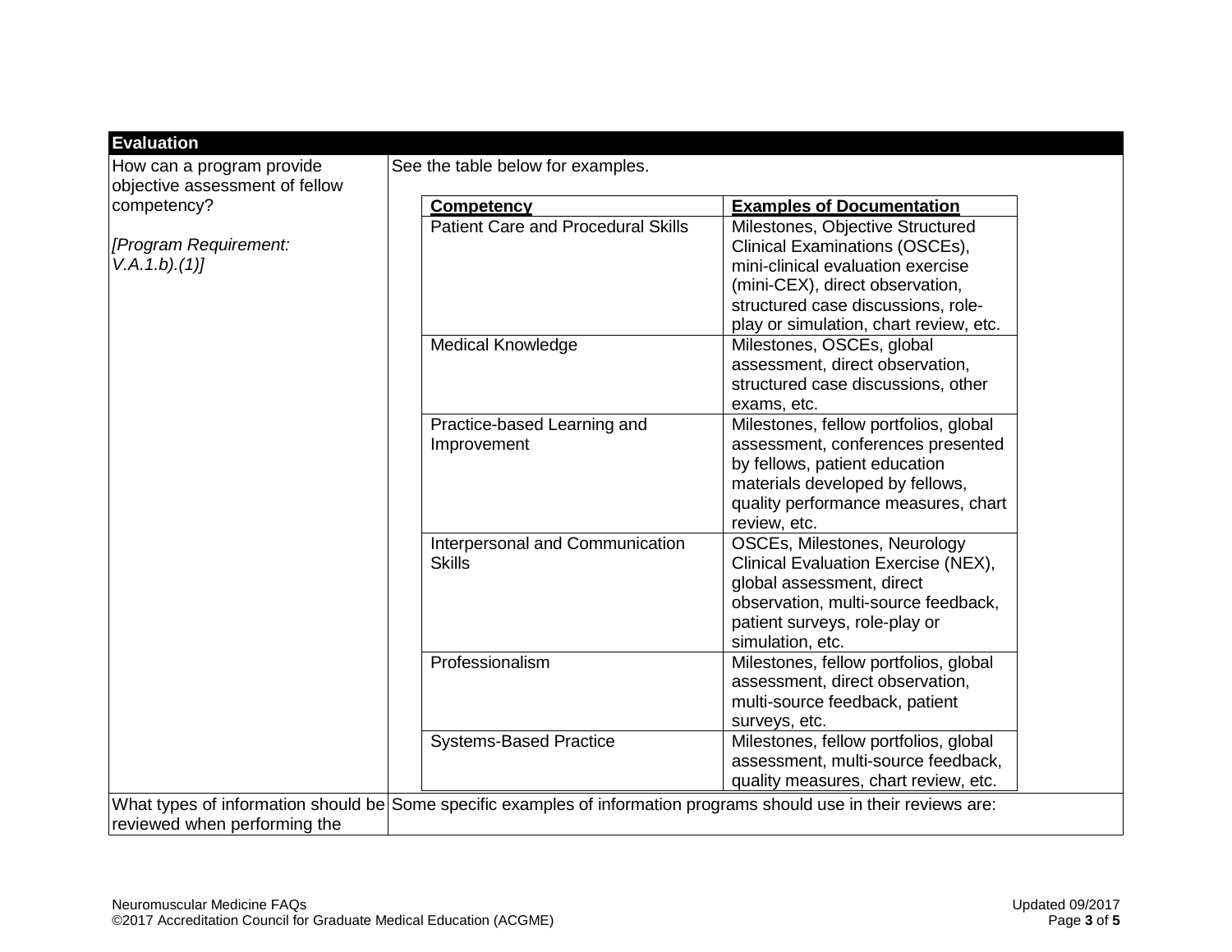## Evaluation

| Question | Answer |
|---|---|
| How can a program provide objective assessment of fellow competency?<br><br>*[Program Requirement: V.A.1.b).(1)]* | See the table below for examples. |

| Competency | Examples of Documentation |
|---|---|
| Patient Care and Procedural Skills | Milestones, Objective Structured Clinical Examinations (OSCEs), mini-clinical evaluation exercise (mini-CEX), direct observation, structured case discussions, role-play or simulation, chart review, etc. |
| Medical Knowledge | Milestones, OSCEs, global assessment, direct observation, structured case discussions, other exams, etc. |
| Practice-based Learning and Improvement | Milestones, fellow portfolios, global assessment, conferences presented by fellows, patient education materials developed by fellows, quality performance measures, chart review, etc. |
| Interpersonal and Communication Skills | OSCEs, Milestones, Neurology Clinical Evaluation Exercise (NEX), global assessment, direct observation, multi-source feedback, patient surveys, role-play or simulation, etc. |
| Professionalism | Milestones, fellow portfolios, global assessment, direct observation, multi-source feedback, patient surveys, etc. |
| Systems-Based Practice | Milestones, fellow portfolios, global assessment, multi-source feedback, quality measures, chart review, etc. |

| Question | Answer |
|---|---|
| What types of information should be reviewed when performing the | Some specific examples of information programs should use in their reviews are: |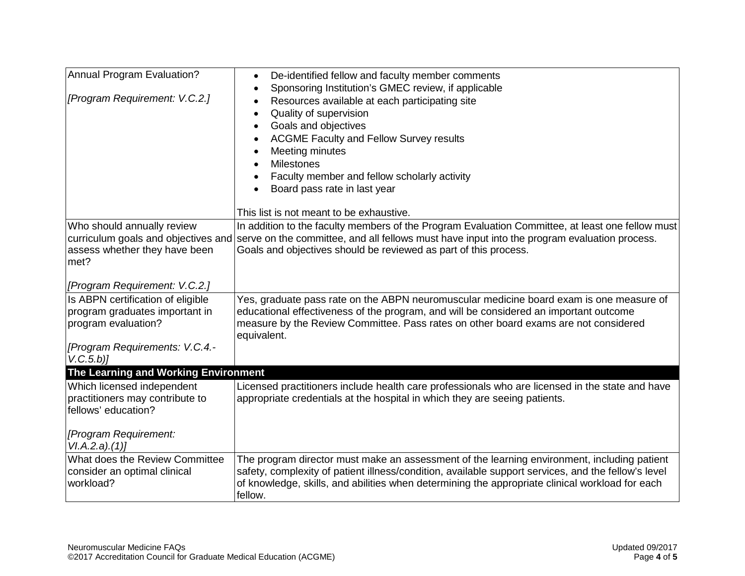| | |
|---|---|
| Annual Program Evaluation?<br><br>*[Program Requirement: V.C.2.]* | • De-identified fellow and faculty member comments<br>• Sponsoring Institution's GMEC review, if applicable<br>• Resources available at each participating site<br>• Quality of supervision<br>• Goals and objectives<br>• ACGME Faculty and Fellow Survey results<br>• Meeting minutes<br>• Milestones<br>• Faculty member and fellow scholarly activity<br>• Board pass rate in last year<br><br>This list is not meant to be exhaustive. |
| Who should annually review curriculum goals and objectives and assess whether they have been met?<br><br>*[Program Requirement: V.C.2.]* | In addition to the faculty members of the Program Evaluation Committee, at least one fellow must serve on the committee, and all fellows must have input into the program evaluation process. Goals and objectives should be reviewed as part of this process. |
| Is ABPN certification of eligible program graduates important in program evaluation?<br><br>*[Program Requirements: V.C.4.-V.C.5.b)]* | Yes, graduate pass rate on the ABPN neuromuscular medicine board exam is one measure of educational effectiveness of the program, and will be considered an important outcome measure by the Review Committee. Pass rates on other board exams are not considered equivalent. |
| **The Learning and Working Environment** | |
| Which licensed independent practitioners may contribute to fellows' education?<br><br>*[Program Requirement: VI.A.2.a).(1)]* | Licensed practitioners include health care professionals who are licensed in the state and have appropriate credentials at the hospital in which they are seeing patients. |
| What does the Review Committee consider an optimal clinical workload? | The program director must make an assessment of the learning environment, including patient safety, complexity of patient illness/condition, available support services, and the fellow's level of knowledge, skills, and abilities when determining the appropriate clinical workload for each fellow. |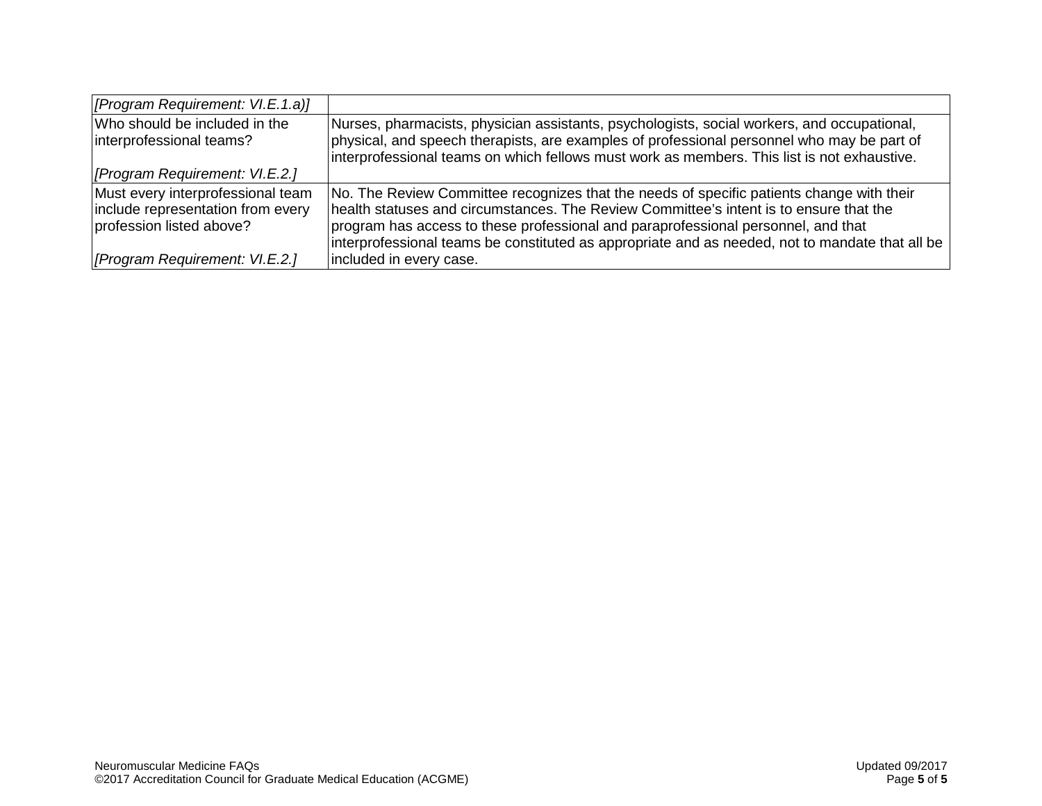| | |
|---|---|
| *[Program Requirement: VI.E.1.a)]* | |
| Who should be included in the interprofessional teams?<br><br>*[Program Requirement: VI.E.2.]* | Nurses, pharmacists, physician assistants, psychologists, social workers, and occupational, physical, and speech therapists, are examples of professional personnel who may be part of interprofessional teams on which fellows must work as members. This list is not exhaustive. |
| Must every interprofessional team include representation from every profession listed above?<br><br>*[Program Requirement: VI.E.2.]* | No. The Review Committee recognizes that the needs of specific patients change with their health statuses and circumstances. The Review Committee's intent is to ensure that the program has access to these professional and paraprofessional personnel, and that interprofessional teams be constituted as appropriate and as needed, not to mandate that all be included in every case. |